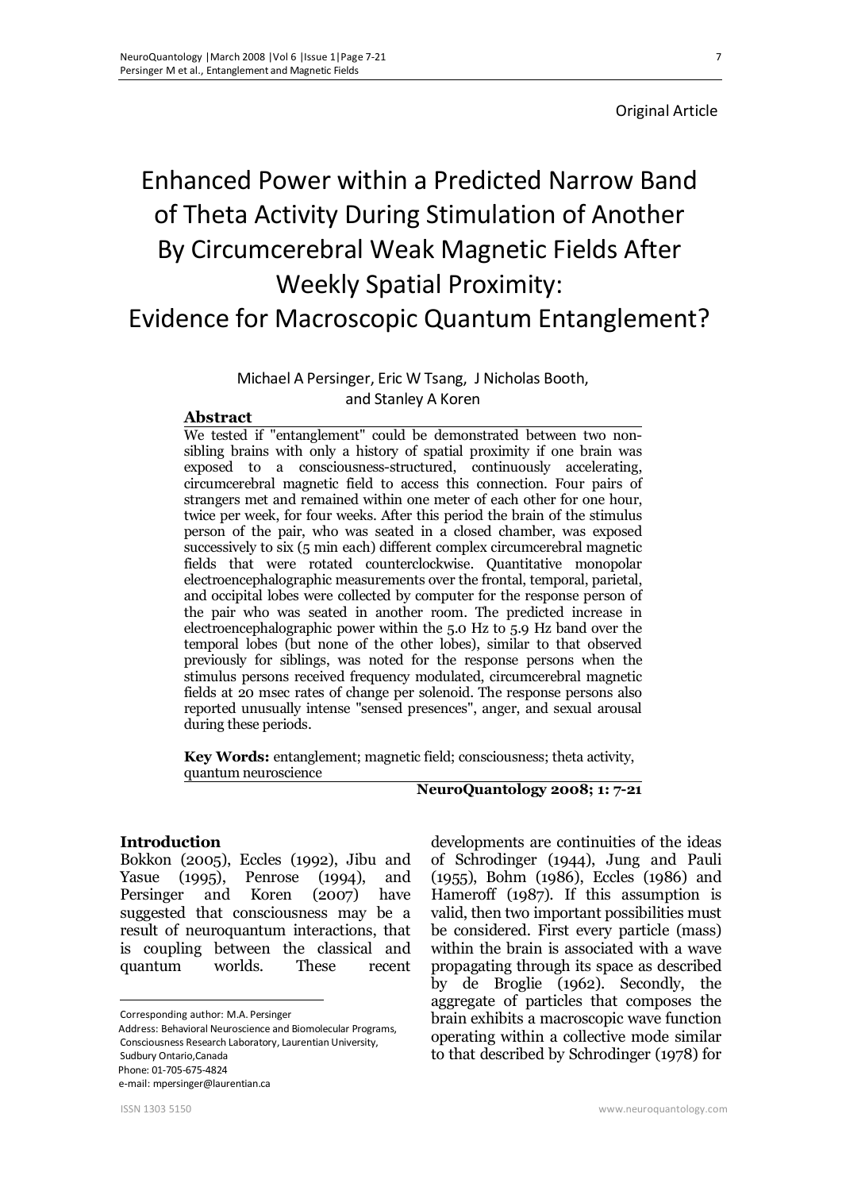Original Article

# Enhanced Power within a Predicted Narrow Band of Theta Activity During Stimulation of Another By Circumcerebral Weak Magnetic Fields After Weekly Spatial Proximity: Evidence for Macroscopic Quantum Entanglement?

Michael A Persinger, Eric W Tsang, J Nicholas Booth, and Stanley A Koren

### Abstract

We tested if "entanglement" could be demonstrated between two non-sibling brains with only a history of spatial proximity if one brain was exposed to a consciousness-structured, continuously accelerating, circumcerebral magnetic field to access this connection. Four pairs of strangers met and remained within one meter of each other for one hour, twice per week, for four weeks. After this period the brain of the stimulus person of the pair, who was seated in a closed chamber, was exposed successively to six (5 min each) different complex circumcerebral magnetic fields that were rotated counterclockwise. Quantitative monopolar electroencephalographic measurements over the frontal, temporal, parietal, and occipital lobes were collected by computer for the response person of the pair who was seated in another room. The predicted increase in electroencephalographic power within the 5.0 Hz to 5.9 Hz band over the temporal lobes (but none of the other lobes), similar to that observed previously for siblings, was noted for the response persons when the stimulus persons received frequency modulated, circumcerebral magnetic fields at 20 msec rates of change per solenoid. The response persons also reported unusually intense "sensed presences", anger, and sexual arousal during these periods.

**Key Words:** entanglement; magnetic field; consciousness; theta activity, quantum neuroscience

**NeuroQuantology 2008; 1: 7-21**

### Introduction

Bokkon (2005), Eccles (1992), Jibu and Yasue (1995), Penrose (1994), and Persinger and Koren (2007) have suggested that consciousness may be a result of neuroquantum interactions, that is coupling between the classical and quantum worlds. These recent developments are continuities of the ideas of Schrodinger (1944), Jung and Pauli (1955), Bohm (1986), Eccles (1986) and Hameroff (1987). If this assumption is valid, then two important possibilities must be considered. First every particle (mass) within the brain is associated with a wave propagating through its space as described by de Broglie (1962). Secondly, the aggregate of particles that composes the brain exhibits a macroscopic wave function operating within a collective mode similar to that described by Schrodinger (1978) for

Corresponding author: M.A. Persinger
Address: Behavioral Neuroscience and Biomolecular Programs, Consciousness Research Laboratory, Laurentian University, Sudbury Ontario,Canada
Phone: 01-705-675-4824
e-mail: mpersinger@laurentian.ca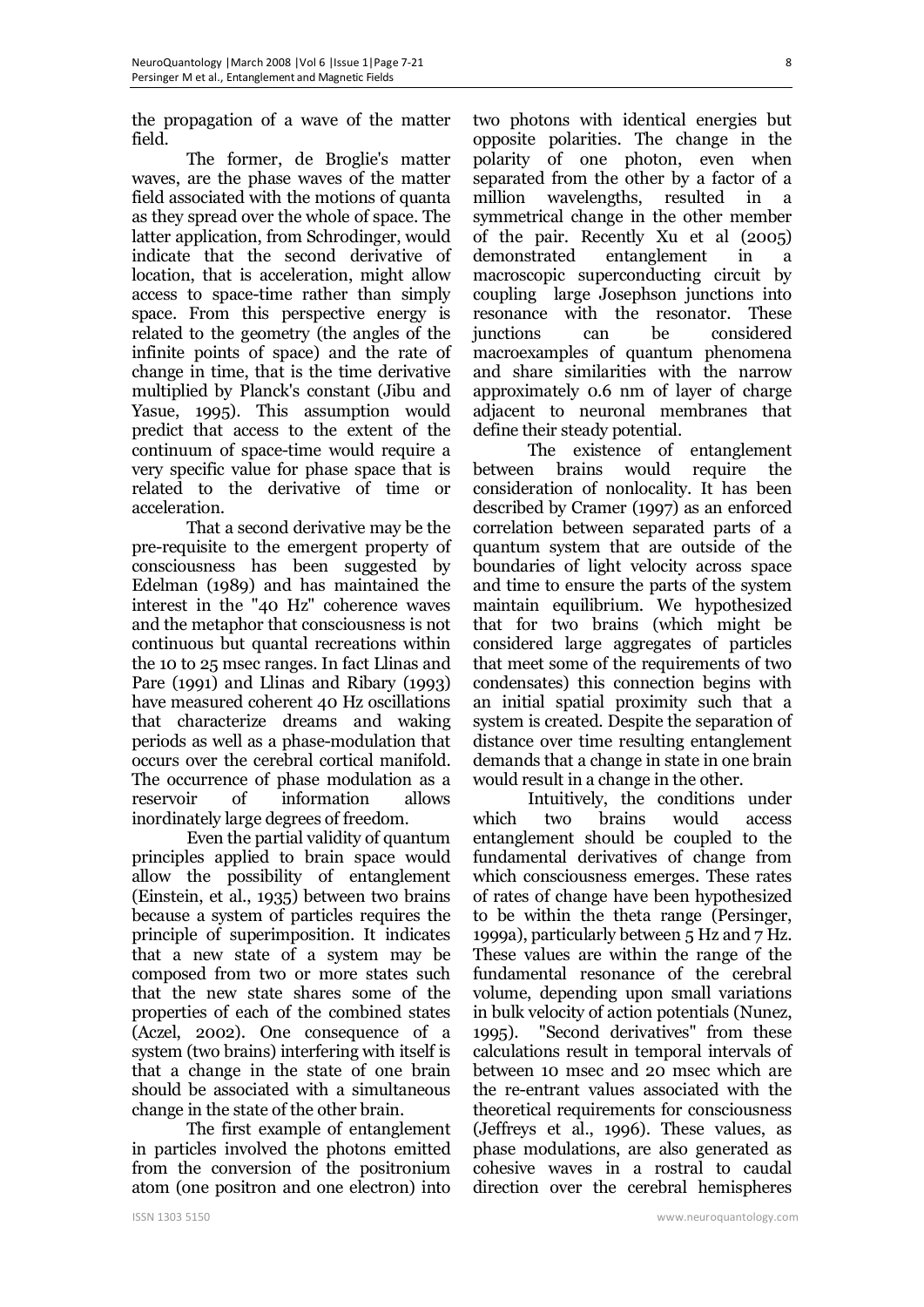the propagation of a wave of the matter field.

The former, de Broglie's matter waves, are the phase waves of the matter field associated with the motions of quanta as they spread over the whole of space. The latter application, from Schrodinger, would indicate that the second derivative of location, that is acceleration, might allow access to space-time rather than simply space. From this perspective energy is related to the geometry (the angles of the infinite points of space) and the rate of change in time, that is the time derivative multiplied by Planck's constant (Jibu and Yasue, 1995). This assumption would predict that access to the extent of the continuum of space-time would require a very specific value for phase space that is related to the derivative of time or acceleration.

That a second derivative may be the pre-requisite to the emergent property of consciousness has been suggested by Edelman (1989) and has maintained the interest in the "40 Hz" coherence waves and the metaphor that consciousness is not continuous but quantal recreations within the 10 to 25 msec ranges. In fact Llinas and Pare (1991) and Llinas and Ribary (1993) have measured coherent 40 Hz oscillations that characterize dreams and waking periods as well as a phase-modulation that occurs over the cerebral cortical manifold. The occurrence of phase modulation as a reservoir of information allows inordinately large degrees of freedom.

Even the partial validity of quantum principles applied to brain space would allow the possibility of entanglement (Einstein, et al., 1935) between two brains because a system of particles requires the principle of superimposition. It indicates that a new state of a system may be composed from two or more states such that the new state shares some of the properties of each of the combined states (Aczel, 2002). One consequence of a system (two brains) interfering with itself is that a change in the state of one brain should be associated with a simultaneous change in the state of the other brain.

The first example of entanglement in particles involved the photons emitted from the conversion of the positronium atom (one positron and one electron) into two photons with identical energies but opposite polarities. The change in the polarity of one photon, even when separated from the other by a factor of a million wavelengths, resulted in a symmetrical change in the other member of the pair. Recently Xu et al (2005) demonstrated entanglement in a macroscopic superconducting circuit by coupling large Josephson junctions into resonance with the resonator. These junctions can be considered macroexamples of quantum phenomena and share similarities with the narrow approximately 0.6 nm of layer of charge adjacent to neuronal membranes that define their steady potential.

The existence of entanglement between brains would require the consideration of nonlocality. It has been described by Cramer (1997) as an enforced correlation between separated parts of a quantum system that are outside of the boundaries of light velocity across space and time to ensure the parts of the system maintain equilibrium. We hypothesized that for two brains (which might be considered large aggregates of particles that meet some of the requirements of two condensates) this connection begins with an initial spatial proximity such that a system is created. Despite the separation of distance over time resulting entanglement demands that a change in state in one brain would result in a change in the other.

Intuitively, the conditions under which two brains would access entanglement should be coupled to the fundamental derivatives of change from which consciousness emerges. These rates of rates of change have been hypothesized to be within the theta range (Persinger, 1999a), particularly between 5 Hz and 7 Hz. These values are within the range of the fundamental resonance of the cerebral volume, depending upon small variations in bulk velocity of action potentials (Nunez, 1995). "Second derivatives" from these calculations result in temporal intervals of between 10 msec and 20 msec which are the re-entrant values associated with the theoretical requirements for consciousness (Jeffreys et al., 1996). These values, as phase modulations, are also generated as cohesive waves in a rostral to caudal direction over the cerebral hemispheres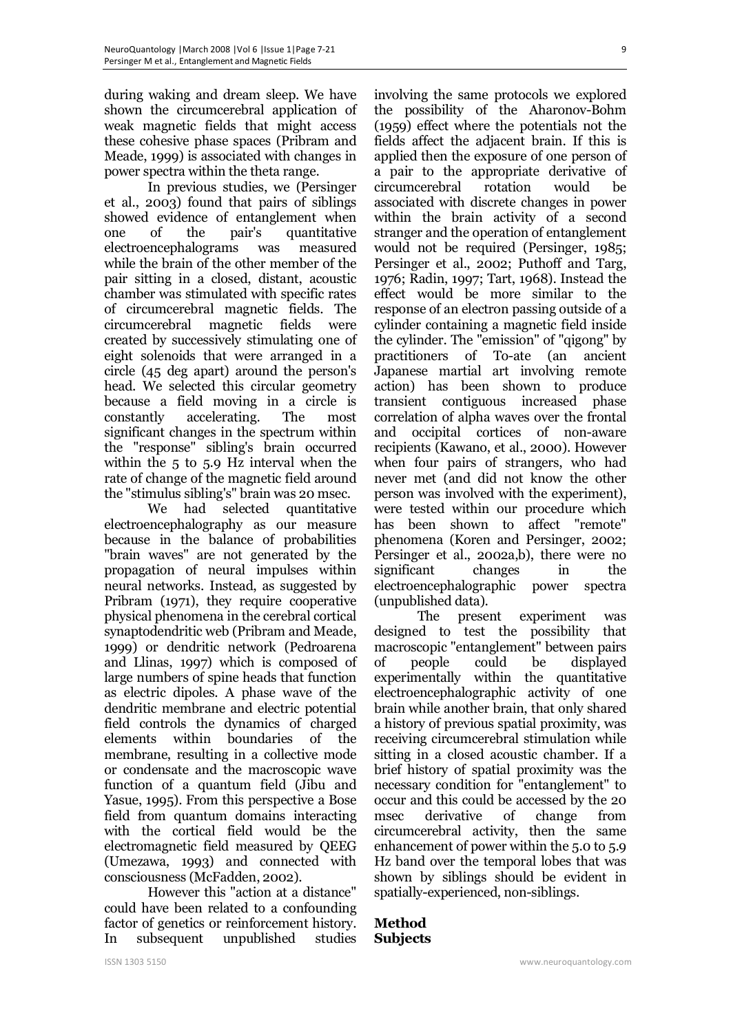during waking and dream sleep. We have shown the circumcerebral application of weak magnetic fields that might access these cohesive phase spaces (Pribram and Meade, 1999) is associated with changes in power spectra within the theta range.

In previous studies, we (Persinger et al., 2003) found that pairs of siblings showed evidence of entanglement when one of the pair's quantitative electroencephalograms was measured while the brain of the other member of the pair sitting in a closed, distant, acoustic chamber was stimulated with specific rates of circumcerebral magnetic fields. The circumcerebral magnetic fields were created by successively stimulating one of eight solenoids that were arranged in a circle (45 deg apart) around the person's head. We selected this circular geometry because a field moving in a circle is constantly accelerating. The most significant changes in the spectrum within the "response" sibling's brain occurred within the 5 to 5.9 Hz interval when the rate of change of the magnetic field around the "stimulus sibling's" brain was 20 msec.

We had selected quantitative electroencephalography as our measure because in the balance of probabilities "brain waves" are not generated by the propagation of neural impulses within neural networks. Instead, as suggested by Pribram (1971), they require cooperative physical phenomena in the cerebral cortical synaptodendritic web (Pribram and Meade, 1999) or dendritic network (Pedroarena and Llinas, 1997) which is composed of large numbers of spine heads that function as electric dipoles. A phase wave of the dendritic membrane and electric potential field controls the dynamics of charged elements within boundaries of the membrane, resulting in a collective mode or condensate and the macroscopic wave function of a quantum field (Jibu and Yasue, 1995). From this perspective a Bose field from quantum domains interacting with the cortical field would be the electromagnetic field measured by QEEG (Umezawa, 1993) and connected with consciousness (McFadden, 2002).

However this "action at a distance" could have been related to a confounding factor of genetics or reinforcement history. In subsequent unpublished studies involving the same protocols we explored the possibility of the Aharonov-Bohm (1959) effect where the potentials not the fields affect the adjacent brain. If this is applied then the exposure of one person of a pair to the appropriate derivative of circumcerebral rotation would be associated with discrete changes in power within the brain activity of a second stranger and the operation of entanglement would not be required (Persinger, 1985; Persinger et al., 2002; Puthoff and Targ, 1976; Radin, 1997; Tart, 1968). Instead the effect would be more similar to the response of an electron passing outside of a cylinder containing a magnetic field inside the cylinder. The "emission" of "qigong" by practitioners of To-ate (an ancient Japanese martial art involving remote action) has been shown to produce transient contiguous increased phase correlation of alpha waves over the frontal and occipital cortices of non-aware recipients (Kawano, et al., 2000). However when four pairs of strangers, who had never met (and did not know the other person was involved with the experiment), were tested within our procedure which has been shown to affect "remote" phenomena (Koren and Persinger, 2002; Persinger et al., 2002a,b), there were no significant changes in the electroencephalographic power spectra (unpublished data).

The present experiment was designed to test the possibility that macroscopic "entanglement" between pairs of people could be displayed experimentally within the quantitative electroencephalographic activity of one brain while another brain, that only shared a history of previous spatial proximity, was receiving circumcerebral stimulation while sitting in a closed acoustic chamber. If a brief history of spatial proximity was the necessary condition for "entanglement" to occur and this could be accessed by the 20 msec derivative of change from circumcerebral activity, then the same enhancement of power within the 5.0 to 5.9 Hz band over the temporal lobes that was shown by siblings should be evident in spatially-experienced, non-siblings.

## Method

### Subjects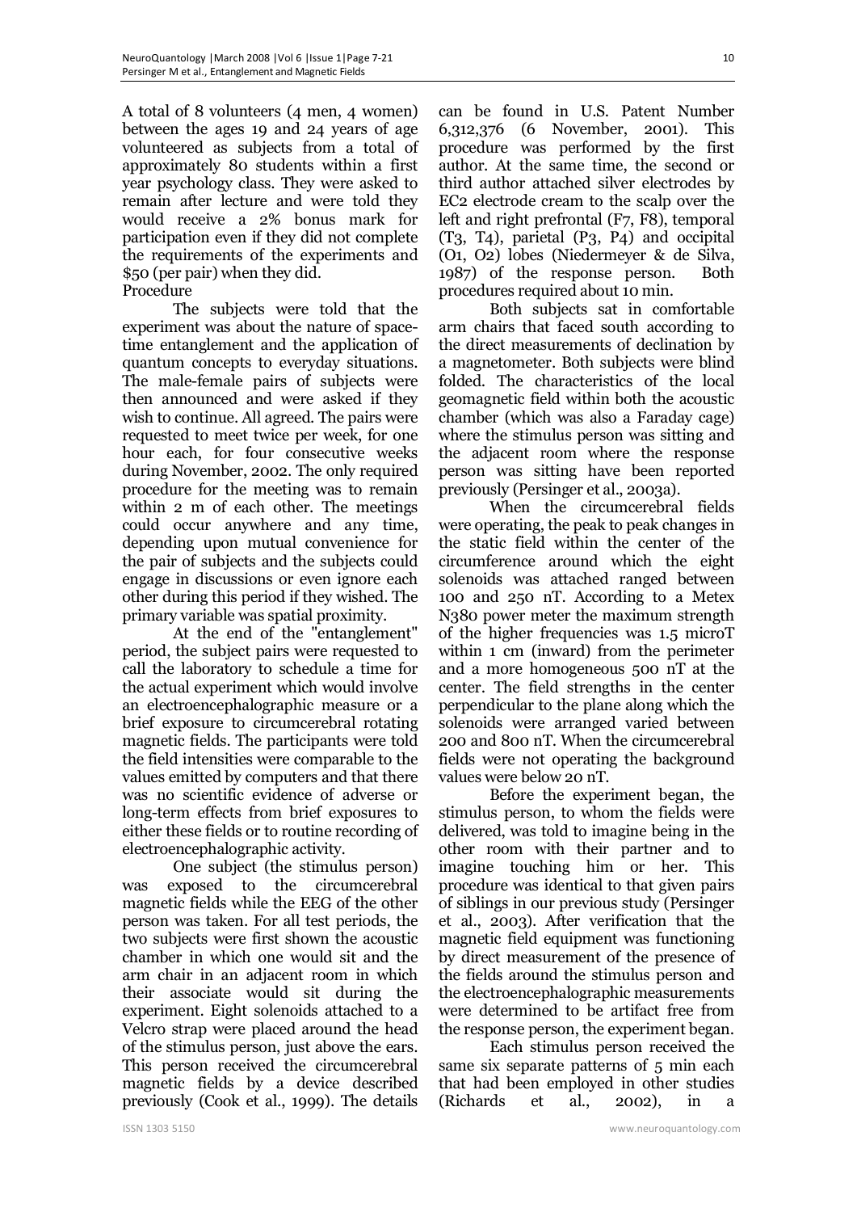A total of 8 volunteers (4 men, 4 women) between the ages 19 and 24 years of age volunteered as subjects from a total of approximately 80 students within a first year psychology class. They were asked to remain after lecture and were told they would receive a 2% bonus mark for participation even if they did not complete the requirements of the experiments and $50 (per pair) when they did.

Procedure

The subjects were told that the experiment was about the nature of space-time entanglement and the application of quantum concepts to everyday situations. The male-female pairs of subjects were then announced and were asked if they wish to continue. All agreed. The pairs were requested to meet twice per week, for one hour each, for four consecutive weeks during November, 2002. The only required procedure for the meeting was to remain within 2 m of each other. The meetings could occur anywhere and any time, depending upon mutual convenience for the pair of subjects and the subjects could engage in discussions or even ignore each other during this period if they wished. The primary variable was spatial proximity.

At the end of the "entanglement" period, the subject pairs were requested to call the laboratory to schedule a time for the actual experiment which would involve an electroencephalographic measure or a brief exposure to circumcerebral rotating magnetic fields. The participants were told the field intensities were comparable to the values emitted by computers and that there was no scientific evidence of adverse or long-term effects from brief exposures to either these fields or to routine recording of electroencephalographic activity.

One subject (the stimulus person) was exposed to the circumcerebral magnetic fields while the EEG of the other person was taken. For all test periods, the two subjects were first shown the acoustic chamber in which one would sit and the arm chair in an adjacent room in which their associate would sit during the experiment. Eight solenoids attached to a Velcro strap were placed around the head of the stimulus person, just above the ears. This person received the circumcerebral magnetic fields by a device described previously (Cook et al., 1999). The details can be found in U.S. Patent Number 6,312,376 (6 November, 2001). This procedure was performed by the first author. At the same time, the second or third author attached silver electrodes by EC2 electrode cream to the scalp over the left and right prefrontal (F7, F8), temporal (T3, T4), parietal (P3, P4) and occipital (O1, O2) lobes (Niedermeyer & de Silva, 1987) of the response person. Both procedures required about 10 min.

Both subjects sat in comfortable arm chairs that faced south according to the direct measurements of declination by a magnetometer. Both subjects were blind folded. The characteristics of the local geomagnetic field within both the acoustic chamber (which was also a Faraday cage) where the stimulus person was sitting and the adjacent room where the response person was sitting have been reported previously (Persinger et al., 2003a).

When the circumcerebral fields were operating, the peak to peak changes in the static field within the center of the circumference around which the eight solenoids was attached ranged between 100 and 250 nT. According to a Metex N380 power meter the maximum strength of the higher frequencies was 1.5 microT within 1 cm (inward) from the perimeter and a more homogeneous 500 nT at the center. The field strengths in the center perpendicular to the plane along which the solenoids were arranged varied between 200 and 800 nT. When the circumcerebral fields were not operating the background values were below 20 nT.

Before the experiment began, the stimulus person, to whom the fields were delivered, was told to imagine being in the other room with their partner and to imagine touching him or her. This procedure was identical to that given pairs of siblings in our previous study (Persinger et al., 2003). After verification that the magnetic field equipment was functioning by direct measurement of the presence of the fields around the stimulus person and the electroencephalographic measurements were determined to be artifact free from the response person, the experiment began.

Each stimulus person received the same six separate patterns of 5 min each that had been employed in other studies (Richards et al., 2002), in a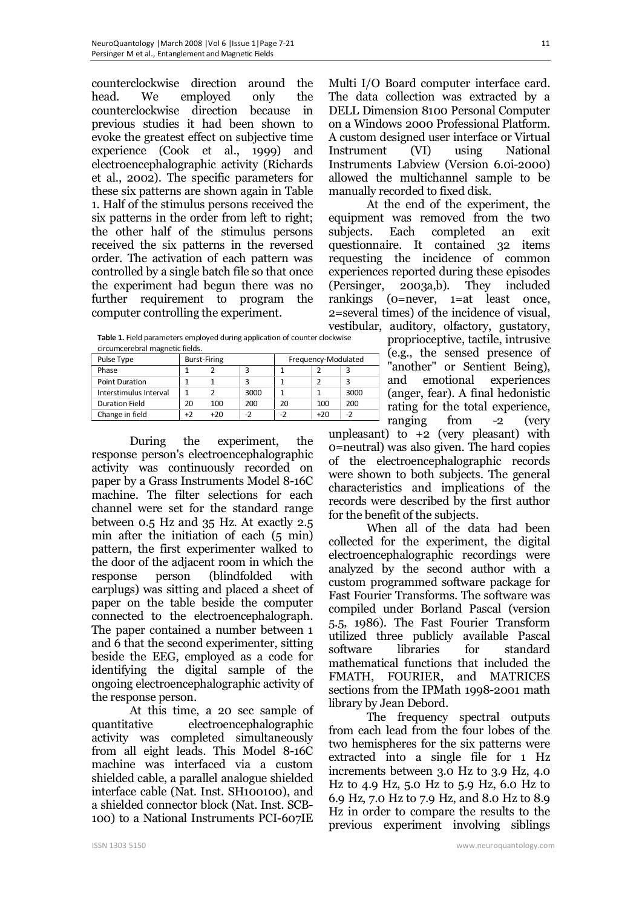counterclockwise direction around the head. We employed only the counterclockwise direction because in previous studies it had been shown to evoke the greatest effect on subjective time experience (Cook et al., 1999) and electroencephalographic activity (Richards et al., 2002). The specific parameters for these six patterns are shown again in Table 1. Half of the stimulus persons received the six patterns in the order from left to right; the other half of the stimulus persons received the six patterns in the reversed order. The activation of each pattern was controlled by a single batch file so that once the experiment had begun there was no further requirement to program the computer controlling the experiment.

**Table 1.** Field parameters employed during application of counter clockwise circumcerebral magnetic fields.

| Pulse Type | Burst-Firing | | | Frequency-Modulated | | |
|---|---|---|---|---|---|---|
| Phase | 1 | 2 | 3 | 1 | 2 | 3 |
| Point Duration | 1 | 1 | 3 | 1 | 2 | 3 |
| Interstimulus Interval | 1 | 2 | 3000 | 1 | 1 | 3000 |
| Duration Field | 20 | 100 | 200 | 20 | 100 | 200 |
| Change in field | +2 | +20 | -2 | -2 | +20 | -2 |

During the experiment, the response person's electroencephalographic activity was continuously recorded on paper by a Grass Instruments Model 8-16C machine. The filter selections for each channel were set for the standard range between 0.5 Hz and 35 Hz. At exactly 2.5 min after the initiation of each (5 min) pattern, the first experimenter walked to the door of the adjacent room in which the response person (blindfolded with earplugs) was sitting and placed a sheet of paper on the table beside the computer connected to the electroencephalograph. The paper contained a number between 1 and 6 that the second experimenter, sitting beside the EEG, employed as a code for identifying the digital sample of the ongoing electroencephalographic activity of the response person.

At this time, a 20 sec sample of quantitative electroencephalographic activity was completed simultaneously from all eight leads. This Model 8-16C machine was interfaced via a custom shielded cable, a parallel analogue shielded interface cable (Nat. Inst. SH100100), and a shielded connector block (Nat. Inst. SCB-100) to a National Instruments PCI-607IE Multi I/O Board computer interface card. The data collection was extracted by a DELL Dimension 8100 Personal Computer on a Windows 2000 Professional Platform. A custom designed user interface or Virtual Instrument (VI) using National Instruments Labview (Version 6.0i-2000) allowed the multichannel sample to be manually recorded to fixed disk.

At the end of the experiment, the equipment was removed from the two subjects. Each completed an exit questionnaire. It contained 32 items requesting the incidence of common experiences reported during these episodes (Persinger, 2003a,b). They included rankings (0=never, 1=at least once, 2=several times) of the incidence of visual, vestibular, auditory, olfactory, gustatory, proprioceptive, tactile, intrusive (e.g., the sensed presence of "another" or Sentient Being), and emotional experiences (anger, fear). A final hedonistic rating for the total experience, ranging from -2 (very unpleasant) to +2 (very pleasant) with 0=neutral) was also given. The hard copies of the electroencephalographic records were shown to both subjects. The general characteristics and implications of the records were described by the first author for the benefit of the subjects.

When all of the data had been collected for the experiment, the digital electroencephalographic recordings were analyzed by the second author with a custom programmed software package for Fast Fourier Transforms. The software was compiled under Borland Pascal (version 5.5, 1986). The Fast Fourier Transform utilized three publicly available Pascal software libraries for standard mathematical functions that included the FMATH, FOURIER, and MATRICES sections from the IPMath 1998-2001 math library by Jean Debord.

The frequency spectral outputs from each lead from the four lobes of the two hemispheres for the six patterns were extracted into a single file for 1 Hz increments between 3.0 Hz to 3.9 Hz, 4.0 Hz to 4.9 Hz, 5.0 Hz to 5.9 Hz, 6.0 Hz to 6.9 Hz, 7.0 Hz to 7.9 Hz, and 8.0 Hz to 8.9 Hz in order to compare the results to the previous experiment involving siblings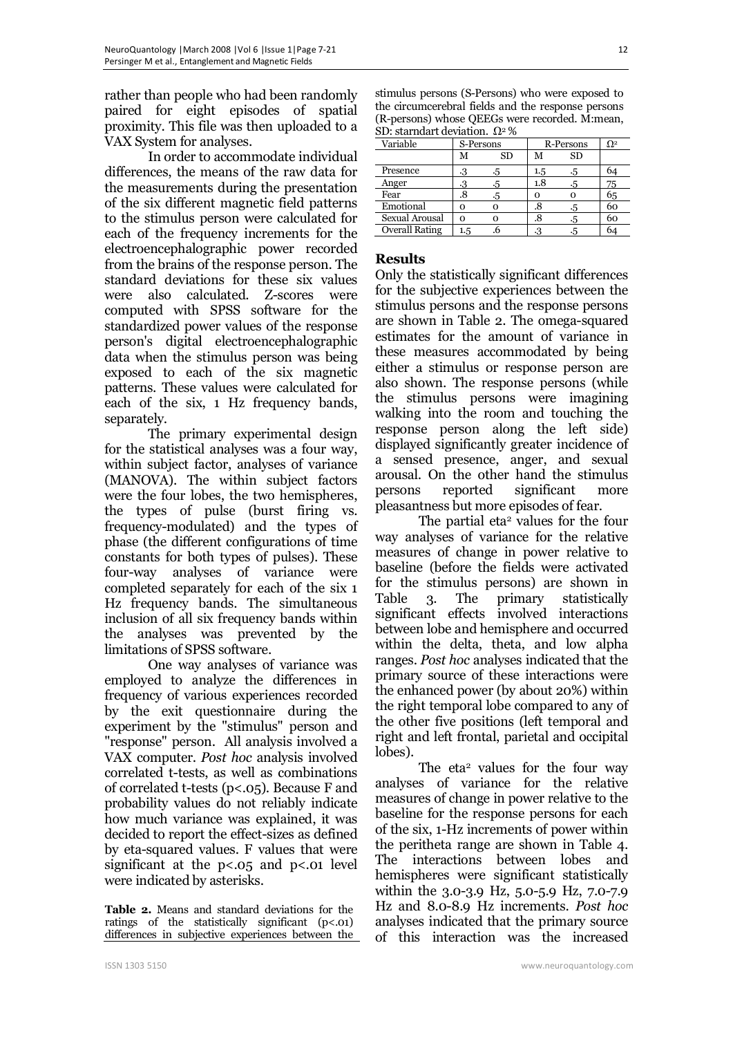rather than people who had been randomly paired for eight episodes of spatial proximity. This file was then uploaded to a VAX System for analyses.

In order to accommodate individual differences, the means of the raw data for the measurements during the presentation of the six different magnetic field patterns to the stimulus person were calculated for each of the frequency increments for the electroencephalographic power recorded from the brains of the response person. The standard deviations for these six values were also calculated. Z-scores were computed with SPSS software for the standardized power values of the response person's digital electroencephalographic data when the stimulus person was being exposed to each of the six magnetic patterns. These values were calculated for each of the six, 1 Hz frequency bands, separately.

The primary experimental design for the statistical analyses was a four way, within subject factor, analyses of variance (MANOVA). The within subject factors were the four lobes, the two hemispheres, the types of pulse (burst firing vs. frequency-modulated) and the types of phase (the different configurations of time constants for both types of pulses). These four-way analyses of variance were completed separately for each of the six 1 Hz frequency bands. The simultaneous inclusion of all six frequency bands within the analyses was prevented by the limitations of SPSS software.

One way analyses of variance was employed to analyze the differences in frequency of various experiences recorded by the exit questionnaire during the experiment by the "stimulus" person and "response" person. All analysis involved a VAX computer. *Post hoc* analysis involved correlated t-tests, as well as combinations of correlated t-tests ($p<.05$). Because F and probability values do not reliably indicate how much variance was explained, it was decided to report the effect-sizes as defined by eta-squared values. F values that were significant at the $p<.05$ and $p<.01$ level were indicated by asterisks.

**Table 2.** Means and standard deviations for the ratings of the statistically significant ($p<.01$) differences in subjective experiences between the stimulus persons (S-Persons) who were exposed to the circumcerebral fields and the response persons (R-persons) whose QEEGs were recorded. M:mean, SD: starndart deviation. $\Omega^2$ %

| Variable | S-Persons | | R-Persons | | $\Omega^2$ |
|---|---|---|---|---|---|
| | M | SD | M | SD | |
| Presence | .3 | .5 | 1.5 | .5 | 64 |
| Anger | .3 | .5 | 1.8 | .5 | 75 |
| Fear | .8 | .5 | 0 | 0 | 65 |
| Emotional | 0 | 0 | .8 | .5 | 60 |
| Sexual Arousal | 0 | 0 | .8 | .5 | 60 |
| Overall Rating | 1.5 | .6 | .3 | .5 | 64 |

## Results

Only the statistically significant differences for the subjective experiences between the stimulus persons and the response persons are shown in Table 2. The omega-squared estimates for the amount of variance in these measures accommodated by being either a stimulus or response person are also shown. The response persons (while the stimulus persons were imagining walking into the room and touching the response person along the left side) displayed significantly greater incidence of a sensed presence, anger, and sexual arousal. On the other hand the stimulus persons reported significant more pleasantness but more episodes of fear.

The partial eta$^2$ values for the four way analyses of variance for the relative measures of change in power relative to baseline (before the fields were activated for the stimulus persons) are shown in Table 3. The primary statistically significant effects involved interactions between lobe and hemisphere and occurred within the delta, theta, and low alpha ranges. *Post hoc* analyses indicated that the primary source of these interactions were the enhanced power (by about 20%) within the right temporal lobe compared to any of the other five positions (left temporal and right and left frontal, parietal and occipital lobes).

The eta$^2$ values for the four way analyses of variance for the relative measures of change in power relative to the baseline for the response persons for each of the six, 1-Hz increments of power within the peritheta range are shown in Table 4. The interactions between lobes and hemispheres were significant statistically within the 3.0-3.9 Hz, 5.0-5.9 Hz, 7.0-7.9 Hz and 8.0-8.9 Hz increments. *Post hoc* analyses indicated that the primary source of this interaction was the increased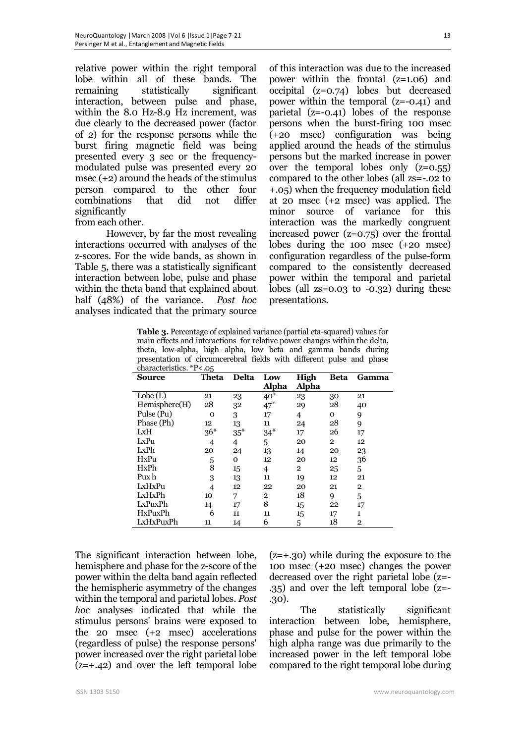relative power within the right temporal lobe within all of these bands. The remaining statistically significant interaction, between pulse and phase, within the 8.0 Hz-8.9 Hz increment, was due clearly to the decreased power (factor of 2) for the response persons while the burst firing magnetic field was being presented every 3 sec or the frequency-modulated pulse was presented every 20 msec (+2) around the heads of the stimulus person compared to the other four combinations that did not differ significantly
from each other.

However, by far the most revealing interactions occurred with analyses of the z-scores. For the wide bands, as shown in Table 5, there was a statistically significant interaction between lobe, pulse and phase within the theta band that explained about half (48%) of the variance. *Post hoc* analyses indicated that the primary source of this interaction was due to the increased power within the frontal (z=1.06) and occipital (z=0.74) lobes but decreased power within the temporal (z=-0.41) and parietal (z=-0.41) lobes of the response persons when the burst-firing 100 msec (+20 msec) configuration was being applied around the heads of the stimulus persons but the marked increase in power over the temporal lobes only (z=0.55) compared to the other lobes (all zs=-.02 to +.05) when the frequency modulation field at 20 msec (+2 msec) was applied. The minor source of variance for this interaction was the markedly congruent increased power (z=0.75) over the frontal lobes during the 100 msec (+20 msec) configuration regardless of the pulse-form compared to the consistently decreased power within the temporal and parietal lobes (all zs=0.03 to -0.32) during these presentations.

**Table 3.** Percentage of explained variance (partial eta-squared) values for main effects and interactions for relative power changes within the delta, theta, low-alpha, high alpha, low beta and gamma bands during presentation of circumcerebral fields with different pulse and phase characteristics. *P<.05

| Source | Theta | Delta | Low Alpha | High Alpha | Beta | Gamma |
|---|---|---|---|---|---|---|
| Lobe (L) | 21 | 23 | 40* | 23 | 30 | 21 |
| Hemisphere(H) | 28 | 32 | 47* | 29 | 28 | 40 |
| Pulse (Pu) | 0 | 3 | 17 | 4 | 0 | 9 |
| Phase (Ph) | 12 | 13 | 11 | 24 | 28 | 9 |
| LxH | 36* | 35* | 34* | 17 | 26 | 17 |
| LxPu | 4 | 4 | 5 | 20 | 2 | 12 |
| LxPh | 20 | 24 | 13 | 14 | 20 | 23 |
| HxPu | 5 | 0 | 12 | 20 | 12 | 36 |
| HxPh | 8 | 15 | 4 | 2 | 25 | 5 |
| Pux h | 3 | 13 | 11 | 19 | 12 | 21 |
| LxHxPu | 4 | 12 | 22 | 20 | 21 | 2 |
| LxHxPh | 10 | 7 | 2 | 18 | 9 | 5 |
| LxPuxPh | 14 | 17 | 8 | 15 | 22 | 17 |
| HxPuxPh | 6 | 11 | 11 | 15 | 17 | 1 |
| LxHxPuxPh | 11 | 14 | 6 | 5 | 18 | 2 |

The significant interaction between lobe, hemisphere and phase for the z-score of the power within the delta band again reflected the hemispheric asymmetry of the changes within the temporal and parietal lobes. *Post hoc* analyses indicated that while the stimulus persons' brains were exposed to the 20 msec (+2 msec) accelerations (regardless of pulse) the response persons' power increased over the right parietal lobe (z=+.42) and over the left temporal lobe (z=+.30) while during the exposure to the 100 msec (+20 msec) changes the power decreased over the right parietal lobe (z=-.35) and over the left temporal lobe (z=-.30).

The statistically significant interaction between lobe, hemisphere, phase and pulse for the power within the high alpha range was due primarily to the increased power in the left temporal lobe compared to the right temporal lobe during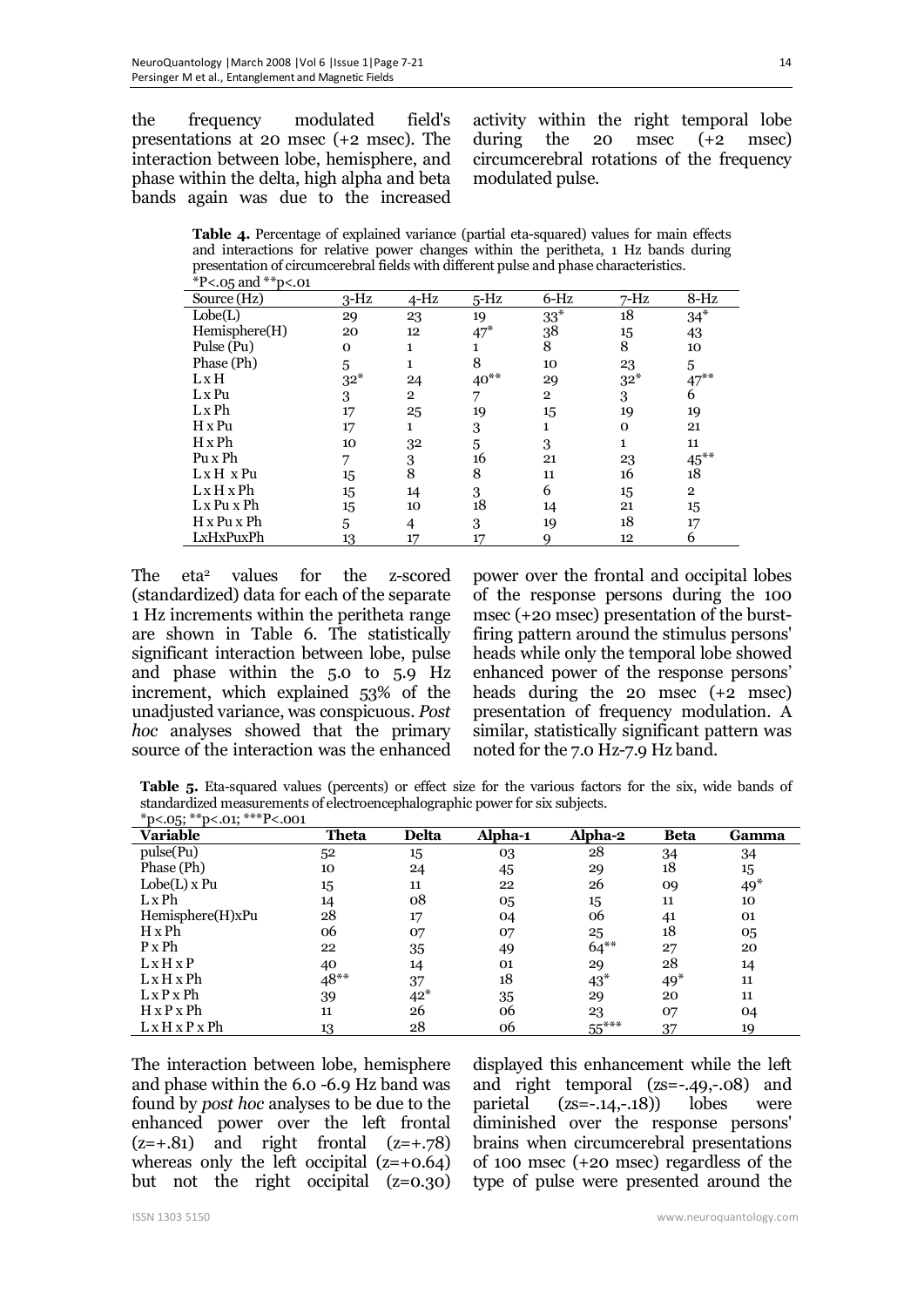the frequency modulated field's presentations at 20 msec (+2 msec). The interaction between lobe, hemisphere, and phase within the delta, high alpha and beta bands again was due to the increased activity within the right temporal lobe during the 20 msec (+2 msec) circumcerebral rotations of the frequency modulated pulse.

**Table 4.** Percentage of explained variance (partial eta-squared) values for main effects and interactions for relative power changes within the peritheta, 1 Hz bands during presentation of circumcerebral fields with different pulse and phase characteristics.
*P<.05 and **p<.01

| Source (Hz) | 3-Hz | 4-Hz | 5-Hz | 6-Hz | 7-Hz | 8-Hz |
|---|---|---|---|---|---|---|
| Lobe(L) | 29 | 23 | 19 | 33* | 18 | 34* |
| Hemisphere(H) | 20 | 12 | 47* | 38 | 15 | 43 |
| Pulse (Pu) | 0 | 1 | 1 | 8 | 8 | 10 |
| Phase (Ph) | 5 | 1 | 8 | 10 | 23 | 5 |
| L x H | 32* | 24 | 40** | 29 | 32* | 47** |
| L x Pu | 3 | 2 | 7 | 2 | 3 | 6 |
| L x Ph | 17 | 25 | 19 | 15 | 19 | 19 |
| H x Pu | 17 | 1 | 3 | 1 | 0 | 21 |
| H x Ph | 10 | 32 | 5 | 3 | 1 | 11 |
| Pu x Ph | 7 | 3 | 16 | 21 | 23 | 45** |
| L x H x Pu | 15 | 8 | 8 | 11 | 16 | 18 |
| L x H x Ph | 15 | 14 | 3 | 6 | 15 | 2 |
| L x Pu x Ph | 15 | 10 | 18 | 14 | 21 | 15 |
| H x Pu x Ph | 5 | 4 | 3 | 19 | 18 | 17 |
| LxHxPuxPh | 13 | 17 | 17 | 9 | 12 | 6 |

The eta[2] values for the z-scored (standardized) data for each of the separate 1 Hz increments within the peritheta range are shown in Table 6. The statistically significant interaction between lobe, pulse and phase within the 5.0 to 5.9 Hz increment, which explained 53% of the unadjusted variance, was conspicuous. *Post hoc* analyses showed that the primary source of the interaction was the enhanced power over the frontal and occipital lobes of the response persons during the 100 msec (+20 msec) presentation of the burst-firing pattern around the stimulus persons' heads while only the temporal lobe showed enhanced power of the response persons' heads during the 20 msec (+2 msec) presentation of frequency modulation. A similar, statistically significant pattern was noted for the 7.0 Hz-7.9 Hz band.

**Table 5.** Eta-squared values (percents) or effect size for the various factors for the six, wide bands of standardized measurements of electroencephalographic power for six subjects.
*p<.05; **p<.01; ***P<.001

| Variable | Theta | Delta | Alpha-1 | Alpha-2 | Beta | Gamma |
|---|---|---|---|---|---|---|
| pulse(Pu) | 52 | 15 | 03 | 28 | 34 | 34 |
| Phase (Ph) | 10 | 24 | 45 | 29 | 18 | 15 |
| Lobe(L) x Pu | 15 | 11 | 22 | 26 | 09 | 49* |
| L x Ph | 14 | 08 | 05 | 15 | 11 | 10 |
| Hemisphere(H)xPu | 28 | 17 | 04 | 06 | 41 | 01 |
| H x Ph | 06 | 07 | 07 | 25 | 18 | 05 |
| P x Ph | 22 | 35 | 49 | 64** | 27 | 20 |
| L x H x P | 40 | 14 | 01 | 29 | 28 | 14 |
| L x H x Ph | 48** | 37 | 18 | 43* | 49* | 11 |
| L x P x Ph | 39 | 42* | 35 | 29 | 20 | 11 |
| H x P x Ph | 11 | 26 | 06 | 23 | 07 | 04 |
| L x H x P x Ph | 13 | 28 | 06 | 55*** | 37 | 19 |

The interaction between lobe, hemisphere and phase within the 6.0 -6.9 Hz band was found by *post hoc* analyses to be due to the enhanced power over the left frontal (z=+.81) and right frontal (z=+.78) whereas only the left occipital (z=+0.64) but not the right occipital (z=0.30) displayed this enhancement while the left and right temporal (zs=-.49,-.08) and parietal (zs=-.14,-.18)) lobes were diminished over the response persons' brains when circumcerebral presentations of 100 msec (+20 msec) regardless of the type of pulse were presented around the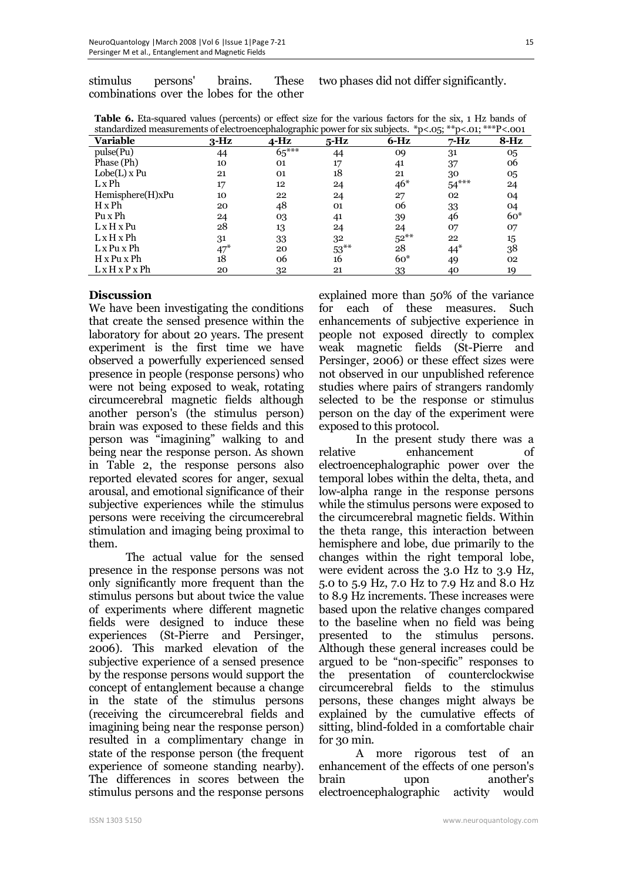stimulus persons' brains. These combinations over the lobes for the other two phases did not differ significantly.

**Table 6.** Eta-squared values (percents) or effect size for the various factors for the six, 1 Hz bands of standardized measurements of electroencephalographic power for six subjects. *p<.05; **p<.01; ***P<.001

| Variable | 3-Hz | 4-Hz | 5-Hz | 6-Hz | 7-Hz | 8-Hz |
|---|---|---|---|---|---|---|
| pulse(Pu) | 44 | 65*** | 44 | 09 | 31 | 05 |
| Phase (Ph) | 10 | 01 | 17 | 41 | 37 | 06 |
| Lobe(L) x Pu | 21 | 01 | 18 | 21 | 30 | 05 |
| L x Ph | 17 | 12 | 24 | 46* | 54*** | 24 |
| Hemisphere(H)xPu | 10 | 22 | 24 | 27 | 02 | 04 |
| H x Ph | 20 | 48 | 01 | 06 | 33 | 04 |
| Pu x Ph | 24 | 03 | 41 | 39 | 46 | 60* |
| L x H x Pu | 28 | 13 | 24 | 24 | 07 | 07 |
| L x H x Ph | 31 | 33 | 32 | 52** | 22 | 15 |
| L x Pu x Ph | 47* | 20 | 53** | 28 | 44* | 38 |
| H x Pu x Ph | 18 | 06 | 16 | 60* | 49 | 02 |
| L x H x P x Ph | 20 | 32 | 21 | 33 | 40 | 19 |

## Discussion

We have been investigating the conditions that create the sensed presence within the laboratory for about 20 years. The present experiment is the first time we have observed a powerfully experienced sensed presence in people (response persons) who were not being exposed to weak, rotating circumcerebral magnetic fields although another person's (the stimulus person) brain was exposed to these fields and this person was "imagining" walking to and being near the response person. As shown in Table 2, the response persons also reported elevated scores for anger, sexual arousal, and emotional significance of their subjective experiences while the stimulus persons were receiving the circumcerebral stimulation and imaging being proximal to them.

The actual value for the sensed presence in the response persons was not only significantly more frequent than the stimulus persons but about twice the value of experiments where different magnetic fields were designed to induce these experiences (St-Pierre and Persinger, 2006). This marked elevation of the subjective experience of a sensed presence by the response persons would support the concept of entanglement because a change in the state of the stimulus persons (receiving the circumcerebral fields and imagining being near the response person) resulted in a complimentary change in state of the response person (the frequent experience of someone standing nearby). The differences in scores between the stimulus persons and the response persons explained more than 50% of the variance for each of these measures. Such enhancements of subjective experience in people not exposed directly to complex weak magnetic fields (St-Pierre and Persinger, 2006) or these effect sizes were not observed in our unpublished reference studies where pairs of strangers randomly selected to be the response or stimulus person on the day of the experiment were exposed to this protocol.

In the present study there was a relative enhancement of electroencephalographic power over the temporal lobes within the delta, theta, and low-alpha range in the response persons while the stimulus persons were exposed to the circumcerebral magnetic fields. Within the theta range, this interaction between hemisphere and lobe, due primarily to the changes within the right temporal lobe, were evident across the 3.0 Hz to 3.9 Hz, 5.0 to 5.9 Hz, 7.0 Hz to 7.9 Hz and 8.0 Hz to 8.9 Hz increments. These increases were based upon the relative changes compared to the baseline when no field was being presented to the stimulus persons. Although these general increases could be argued to be "non-specific" responses to the presentation of counterclockwise circumcerebral fields to the stimulus persons, these changes might always be explained by the cumulative effects of sitting, blind-folded in a comfortable chair for 30 min.

A more rigorous test of an enhancement of the effects of one person's brain upon another's electroencephalographic activity would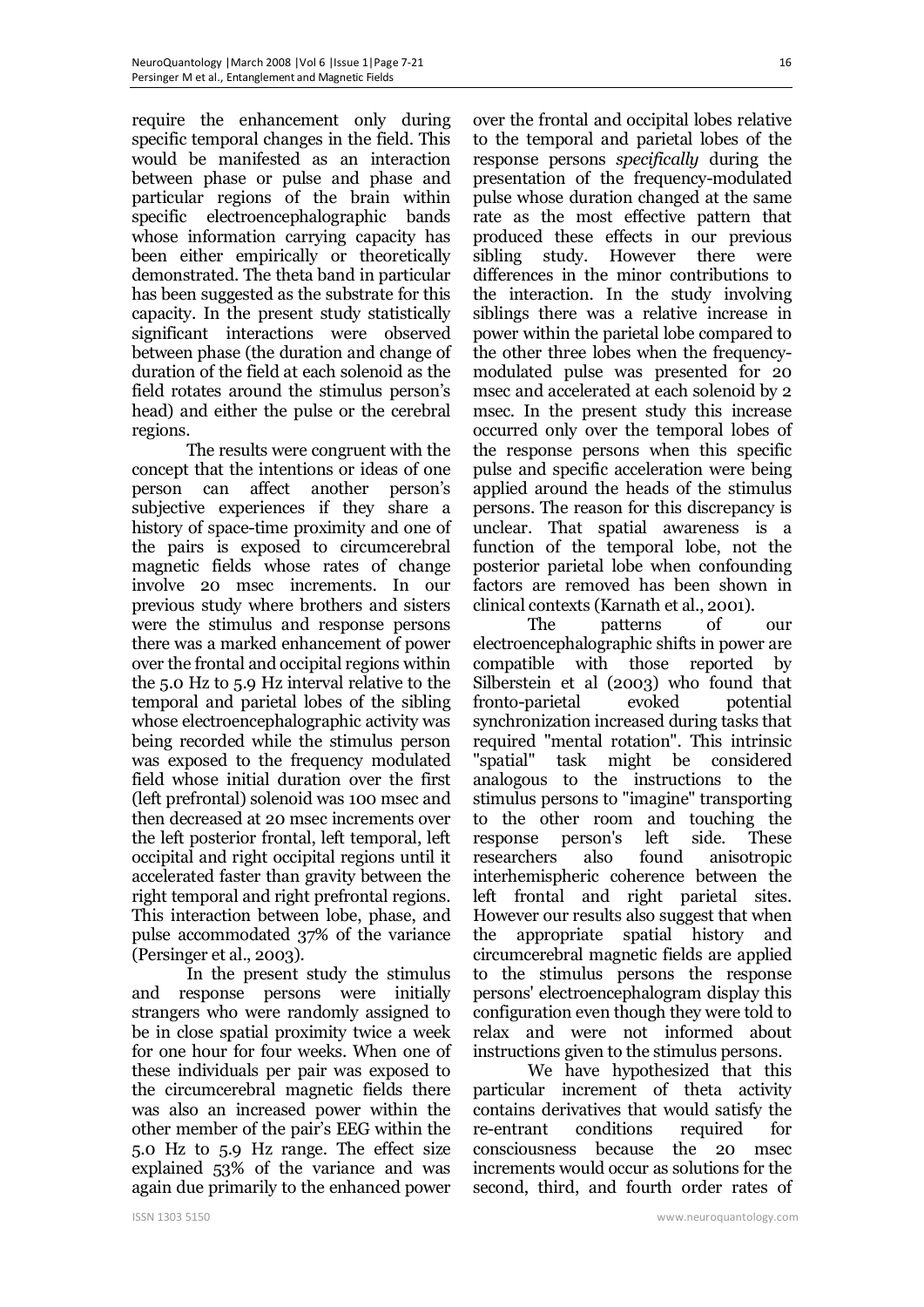require the enhancement only during specific temporal changes in the field. This would be manifested as an interaction between phase or pulse and phase and particular regions of the brain within specific electroencephalographic bands whose information carrying capacity has been either empirically or theoretically demonstrated. The theta band in particular has been suggested as the substrate for this capacity. In the present study statistically significant interactions were observed between phase (the duration and change of duration of the field at each solenoid as the field rotates around the stimulus person's head) and either the pulse or the cerebral regions.

The results were congruent with the concept that the intentions or ideas of one person can affect another person's subjective experiences if they share a history of space-time proximity and one of the pairs is exposed to circumcerebral magnetic fields whose rates of change involve 20 msec increments. In our previous study where brothers and sisters were the stimulus and response persons there was a marked enhancement of power over the frontal and occipital regions within the 5.0 Hz to 5.9 Hz interval relative to the temporal and parietal lobes of the sibling whose electroencephalographic activity was being recorded while the stimulus person was exposed to the frequency modulated field whose initial duration over the first (left prefrontal) solenoid was 100 msec and then decreased at 20 msec increments over the left posterior frontal, left temporal, left occipital and right occipital regions until it accelerated faster than gravity between the right temporal and right prefrontal regions. This interaction between lobe, phase, and pulse accommodated 37% of the variance (Persinger et al., 2003).

In the present study the stimulus and response persons were initially strangers who were randomly assigned to be in close spatial proximity twice a week for one hour for four weeks. When one of these individuals per pair was exposed to the circumcerebral magnetic fields there was also an increased power within the other member of the pair's EEG within the 5.0 Hz to 5.9 Hz range. The effect size explained 53% of the variance and was again due primarily to the enhanced power over the frontal and occipital lobes relative to the temporal and parietal lobes of the response persons *specifically* during the presentation of the frequency-modulated pulse whose duration changed at the same rate as the most effective pattern that produced these effects in our previous sibling study. However there were differences in the minor contributions to the interaction. In the study involving siblings there was a relative increase in power within the parietal lobe compared to the other three lobes when the frequency-modulated pulse was presented for 20 msec and accelerated at each solenoid by 2 msec. In the present study this increase occurred only over the temporal lobes of the response persons when this specific pulse and specific acceleration were being applied around the heads of the stimulus persons. The reason for this discrepancy is unclear. That spatial awareness is a function of the temporal lobe, not the posterior parietal lobe when confounding factors are removed has been shown in clinical contexts (Karnath et al., 2001).

The patterns of our electroencephalographic shifts in power are compatible with those reported by Silberstein et al (2003) who found that fronto-parietal evoked potential synchronization increased during tasks that required "mental rotation". This intrinsic "spatial" task might be considered analogous to the instructions to the stimulus persons to "imagine" transporting to the other room and touching the response person's left side. These researchers also found anisotropic interhemispheric coherence between the left frontal and right parietal sites. However our results also suggest that when the appropriate spatial history and circumcerebral magnetic fields are applied to the stimulus persons the response persons' electroencephalogram display this configuration even though they were told to relax and were not informed about instructions given to the stimulus persons.

We have hypothesized that this particular increment of theta activity contains derivatives that would satisfy the re-entrant conditions required for consciousness because the 20 msec increments would occur as solutions for the second, third, and fourth order rates of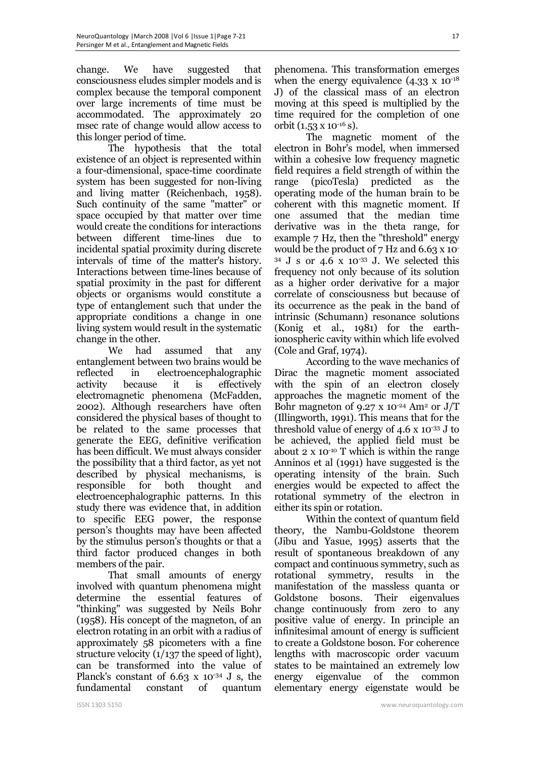change. We have suggested that consciousness eludes simpler models and is complex because the temporal component over large increments of time must be accommodated. The approximately 20 msec rate of change would allow access to this longer period of time.

The hypothesis that the total existence of an object is represented within a four-dimensional, space-time coordinate system has been suggested for non-living and living matter (Reichenbach, 1958). Such continuity of the same "matter" or space occupied by that matter over time would create the conditions for interactions between different time-lines due to incidental spatial proximity during discrete intervals of time of the matter's history. Interactions between time-lines because of spatial proximity in the past for different objects or organisms would constitute a type of entanglement such that under the appropriate conditions a change in one living system would result in the systematic change in the other.

We had assumed that any entanglement between two brains would be reflected in electroencephalographic activity because it is effectively electromagnetic phenomena (McFadden, 2002). Although researchers have often considered the physical bases of thought to be related to the same processes that generate the EEG, definitive verification has been difficult. We must always consider the possibility that a third factor, as yet not described by physical mechanisms, is responsible for both thought and electroencephalographic patterns. In this study there was evidence that, in addition to specific EEG power, the response person's thoughts may have been affected by the stimulus person's thoughts or that a third factor produced changes in both members of the pair.

That small amounts of energy involved with quantum phenomena might determine the essential features of "thinking" was suggested by Neils Bohr (1958). His concept of the magneton, of an electron rotating in an orbit with a radius of approximately 58 picometers with a fine structure velocity (1/137 the speed of light), can be transformed into the value of Planck's constant of $6.63 \times 10^{-34}$ J s, the fundamental constant of quantum phenomena. This transformation emerges when the energy equivalence ($4.33 \times 10^{-18}$ J) of the classical mass of an electron moving at this speed is multiplied by the time required for the completion of one orbit ($1.53 \times 10^{-16}$ s).

The magnetic moment of the electron in Bohr's model, when immersed within a cohesive low frequency magnetic field requires a field strength of within the range (picoTesla) predicted as the operating mode of the human brain to be coherent with this magnetic moment. If one assumed that the median time derivative was in the theta range, for example 7 Hz, then the "threshold" energy would be the product of 7 Hz and $6.63 \times 10^{-34}$ J s or $4.6 \times 10^{-33}$ J. We selected this frequency not only because of its solution as a higher order derivative for a major correlate of consciousness but because of its occurrence as the peak in the band of intrinsic (Schumann) resonance solutions (Konig et al., 1981) for the earth-ionospheric cavity within which life evolved (Cole and Graf, 1974).

According to the wave mechanics of Dirac the magnetic moment associated with the spin of an electron closely approaches the magnetic moment of the Bohr magneton of $9.27 \times 10^{-24}$ $Am^2$ or J/T (Illingworth, 1991). This means that for the threshold value of energy of $4.6 \times 10^{-33}$ J to be achieved, the applied field must be about $2 \times 10^{-10}$ T which is within the range Anninos et al (1991) have suggested is the operating intensity of the brain. Such energies would be expected to affect the rotational symmetry of the electron in either its spin or rotation.

Within the context of quantum field theory, the Nambu-Goldstone theorem (Jibu and Yasue, 1995) asserts that the result of spontaneous breakdown of any compact and continuous symmetry, such as rotational symmetry, results in the manifestation of the massless quanta or Goldstone bosons. Their eigenvalues change continuously from zero to any positive value of energy. In principle an infinitesimal amount of energy is sufficient to create a Goldstone boson. For coherence lengths with macroscopic order vacuum states to be maintained an extremely low energy eigenvalue of the common elementary energy eigenstate would be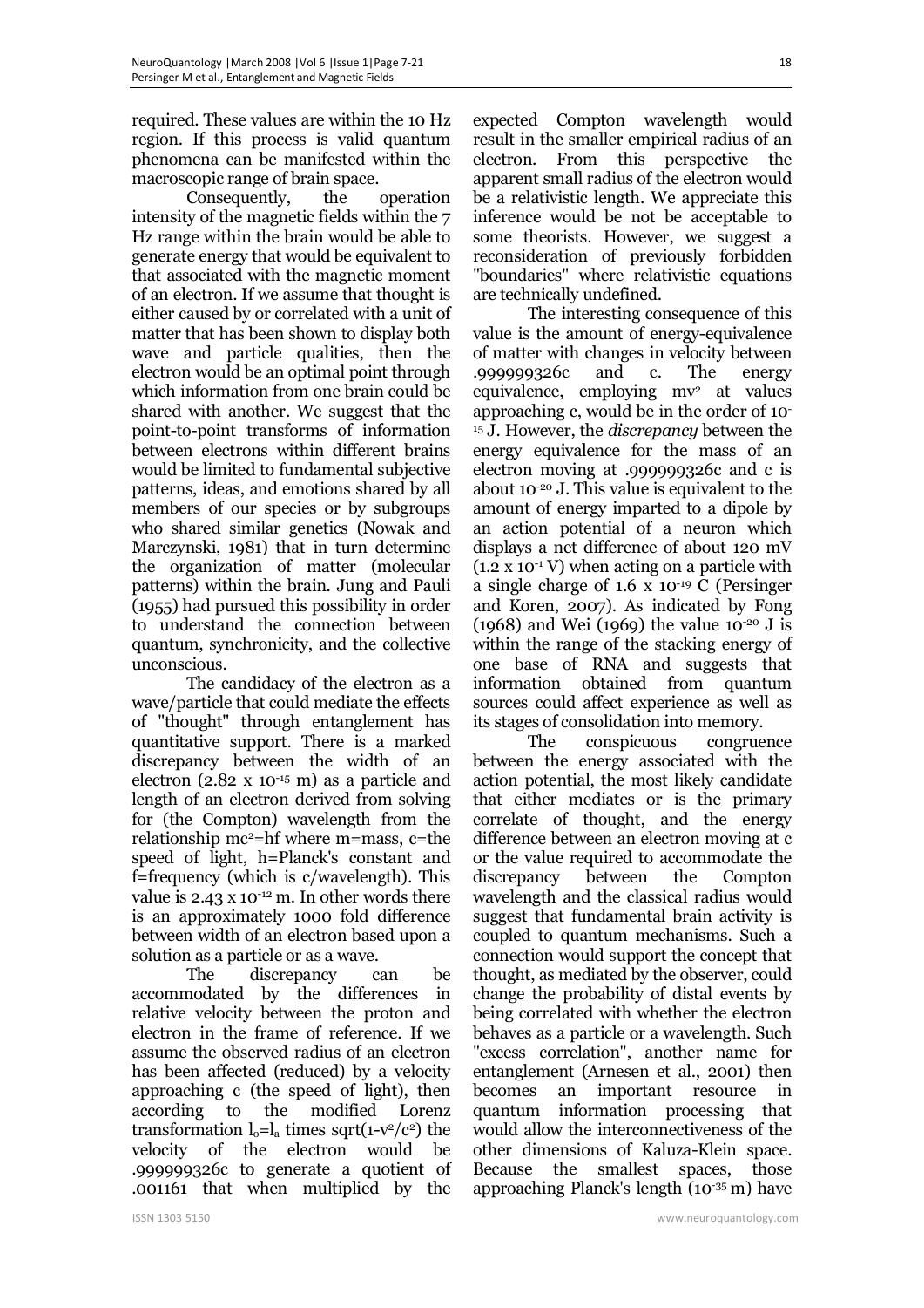required. These values are within the 10 Hz region. If this process is valid quantum phenomena can be manifested within the macroscopic range of brain space.

Consequently, the operation intensity of the magnetic fields within the 7 Hz range within the brain would be able to generate energy that would be equivalent to that associated with the magnetic moment of an electron. If we assume that thought is either caused by or correlated with a unit of matter that has been shown to display both wave and particle qualities, then the electron would be an optimal point through which information from one brain could be shared with another. We suggest that the point-to-point transforms of information between electrons within different brains would be limited to fundamental subjective patterns, ideas, and emotions shared by all members of our species or by subgroups who shared similar genetics (Nowak and Marczynski, 1981) that in turn determine the organization of matter (molecular patterns) within the brain. Jung and Pauli (1955) had pursued this possibility in order to understand the connection between quantum, synchronicity, and the collective unconscious.

The candidacy of the electron as a wave/particle that could mediate the effects of "thought" through entanglement has quantitative support. There is a marked discrepancy between the width of an electron ($2.82 \times 10^{-15}$ m) as a particle and length of an electron derived from solving for (the Compton) wavelength from the relationship $mc^2=hf$ where m=mass, c=the speed of light, h=Planck's constant and f=frequency (which is c/wavelength). This value is $2.43 \times 10^{-12}$ m. In other words there is an approximately 1000 fold difference between width of an electron based upon a solution as a particle or as a wave.

The discrepancy can be accommodated by the differences in relative velocity between the proton and electron in the frame of reference. If we assume the observed radius of an electron has been affected (reduced) by a velocity approaching c (the speed of light), then according to the modified Lorenz transformation $l_o=l_a$ times $\text{sqrt}(1-v^2/c^2)$ the velocity of the electron would be .999999326c to generate a quotient of .001161 that when multiplied by the expected Compton wavelength would result in the smaller empirical radius of an electron. From this perspective the apparent small radius of the electron would be a relativistic length. We appreciate this inference would be not be acceptable to some theorists. However, we suggest a reconsideration of previously forbidden "boundaries" where relativistic equations are technically undefined.

The interesting consequence of this value is the amount of energy-equivalence of matter with changes in velocity between .999999326c and c. The energy equivalence, employing $mv^2$ at values approaching c, would be in the order of $10^{-15}$ J. However, the *discrepancy* between the energy equivalence for the mass of an electron moving at .999999326c and c is about $10^{-20}$ J. This value is equivalent to the amount of energy imparted to a dipole by an action potential of a neuron which displays a net difference of about 120 mV ($1.2 \times 10^{-1}$ V) when acting on a particle with a single charge of $1.6 \times 10^{-19}$ C (Persinger and Koren, 2007). As indicated by Fong (1968) and Wei (1969) the value $10^{-20}$ J is within the range of the stacking energy of one base of RNA and suggests that information obtained from quantum sources could affect experience as well as its stages of consolidation into memory.

The conspicuous congruence between the energy associated with the action potential, the most likely candidate that either mediates or is the primary correlate of thought, and the energy difference between an electron moving at c or the value required to accommodate the discrepancy between the Compton wavelength and the classical radius would suggest that fundamental brain activity is coupled to quantum mechanisms. Such a connection would support the concept that thought, as mediated by the observer, could change the probability of distal events by being correlated with whether the electron behaves as a particle or a wavelength. Such "excess correlation", another name for entanglement (Arnesen et al., 2001) then becomes an important resource in quantum information processing that would allow the interconnectiveness of the other dimensions of Kaluza-Klein space. Because the smallest spaces, those approaching Planck's length ($10^{-35}$ m) have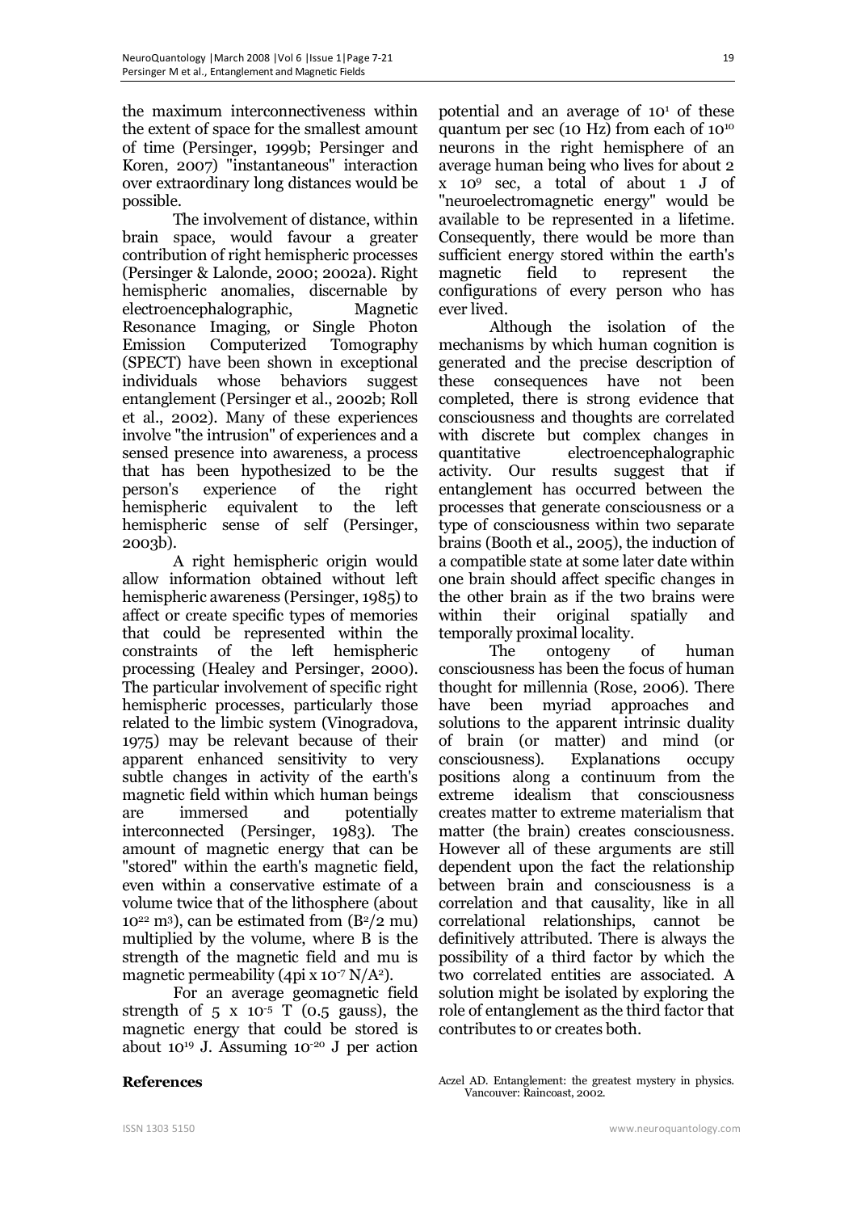the maximum interconnectiveness within the extent of space for the smallest amount of time (Persinger, 1999b; Persinger and Koren, 2007) "instantaneous" interaction over extraordinary long distances would be possible.

The involvement of distance, within brain space, would favour a greater contribution of right hemispheric processes (Persinger & Lalonde, 2000; 2002a). Right hemispheric anomalies, discernable by electroencephalographic, Magnetic Resonance Imaging, or Single Photon Emission Computerized Tomography (SPECT) have been shown in exceptional individuals whose behaviors suggest entanglement (Persinger et al., 2002b; Roll et al., 2002). Many of these experiences involve "the intrusion" of experiences and a sensed presence into awareness, a process that has been hypothesized to be the person's experience of the right hemispheric equivalent to the left hemispheric sense of self (Persinger, 2003b).

A right hemispheric origin would allow information obtained without left hemispheric awareness (Persinger, 1985) to affect or create specific types of memories that could be represented within the constraints of the left hemispheric processing (Healey and Persinger, 2000). The particular involvement of specific right hemispheric processes, particularly those related to the limbic system (Vinogradova, 1975) may be relevant because of their apparent enhanced sensitivity to very subtle changes in activity of the earth's magnetic field within which human beings are immersed and potentially interconnected (Persinger, 1983). The amount of magnetic energy that can be "stored" within the earth's magnetic field, even within a conservative estimate of a volume twice that of the lithosphere (about $10^{22}$ $m^3$), can be estimated from ($B^2/2$ mu) multiplied by the volume, where B is the strength of the magnetic field and mu is magnetic permeability (4pi x $10^{-7}$ $N/A^2$).

For an average geomagnetic field strength of 5 x $10^{-5}$ T (0.5 gauss), the magnetic energy that could be stored is about $10^{19}$ J. Assuming $10^{-20}$ J per action potential and an average of $10^1$ of these quantum per sec (10 Hz) from each of $10^{10}$ neurons in the right hemisphere of an average human being who lives for about 2 x $10^9$ sec, a total of about 1 J of "neuroelectromagnetic energy" would be available to be represented in a lifetime. Consequently, there would be more than sufficient energy stored within the earth's magnetic field to represent the configurations of every person who has ever lived.

Although the isolation of the mechanisms by which human cognition is generated and the precise description of these consequences have not been completed, there is strong evidence that consciousness and thoughts are correlated with discrete but complex changes in quantitative electroencephalographic activity. Our results suggest that if entanglement has occurred between the processes that generate consciousness or a type of consciousness within two separate brains (Booth et al., 2005), the induction of a compatible state at some later date within one brain should affect specific changes in the other brain as if the two brains were within their original spatially and temporally proximal locality.

The ontogeny of human consciousness has been the focus of human thought for millennia (Rose, 2006). There have been myriad approaches and solutions to the apparent intrinsic duality of brain (or matter) and mind (or consciousness). Explanations occupy positions along a continuum from the extreme idealism that consciousness creates matter to extreme materialism that matter (the brain) creates consciousness. However all of these arguments are still dependent upon the fact the relationship between brain and consciousness is a correlation and that causality, like in all correlational relationships, cannot be definitively attributed. There is always the possibility of a third factor by which the two correlated entities are associated. A solution might be isolated by exploring the role of entanglement as the third factor that contributes to or creates both.

**References**

Aczel AD. Entanglement: the greatest mystery in physics. Vancouver: Raincoast, 2002.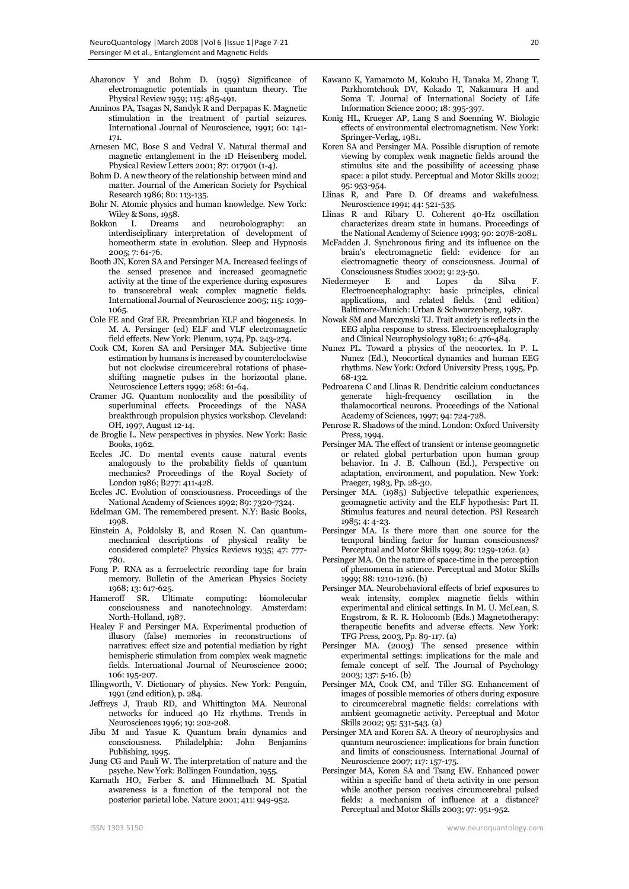Aharonov Y and Bohm D. (1959) Significance of electromagnetic potentials in quantum theory. The Physical Review 1959; 115: 485-491.

Anninos PA, Tsagas N, Sandyk R and Derpapas K. Magnetic stimulation in the treatment of partial seizures. International Journal of Neuroscience, 1991; 60: 141-171.

Arnesen MC, Bose S and Vedral V. Natural thermal and magnetic entanglement in the 1D Heisenberg model. Physical Review Letters 2001; 87: 017901 (1-4).

Bohm D. A new theory of the relationship between mind and matter. Journal of the American Society for Psychical Research 1986; 80: 113-135.

Bohr N. Atomic physics and human knowledge. New York: Wiley & Sons, 1958.

Bokkon I. Dreams and neuroholography: an interdisciplinary interpretation of development of homeotherm state in evolution. Sleep and Hypnosis 2005; 7: 61-76.

Booth JN, Koren SA and Persinger MA. Increased feelings of the sensed presence and increased geomagnetic activity at the time of the experience during exposures to transcerebral weak complex magnetic fields. International Journal of Neuroscience 2005; 115: 1039-1065.

Cole FE and Graf ER. Precambrian ELF and biogenesis. In M. A. Persinger (ed) ELF and VLF electromagnetic field effects. New York: Plenum, 1974, Pp. 243-274.

Cook CM, Koren SA and Persinger MA. Subjective time estimation by humans is increased by counterclockwise but not clockwise circumcerebral rotations of phase-shifting magnetic pulses in the horizontal plane. Neuroscience Letters 1999; 268: 61-64.

Cramer JG. Quantum nonlocality and the possibility of superluminal effects. Proceedings of the NASA breakthrough propulsion physics workshop. Cleveland: OH, 1997, August 12-14.

de Broglie L. New perspectives in physics. New York: Basic Books, 1962.

Eccles JC. Do mental events cause natural events analogously to the probability fields of quantum mechanics? Proceedings of the Royal Society of London 1986; B277: 411-428.

Eccles JC. Evolution of consciousness. Proceedings of the National Academy of Sciences 1992; 89: 7320-7324.

Edelman GM. The remembered present. N.Y: Basic Books, 1998.

Einstein A, Poldolsky B, and Rosen N. Can quantum-mechanical descriptions of physical reality be considered complete? Physics Reviews 1935; 47: 777-780.

Fong P. RNA as a ferroelectric recording tape for brain memory. Bulletin of the American Physics Society 1968; 13: 617-625.

Hameroff SR. Ultimate computing: biomolecular consciousness and nanotechnology. Amsterdam: North-Holland, 1987.

Healey F and Persinger MA. Experimental production of illusory (false) memories in reconstructions of narratives: effect size and potential mediation by right hemispheric stimulation from complex weak magnetic fields. International Journal of Neuroscience 2000; 106: 195-207.

Illingworth, V. Dictionary of physics. New York: Penguin, 1991 (2nd edition), p. 284.

Jeffreys J, Traub RD, and Whittington MA. Neuronal networks for induced 40 Hz rhythms. Trends in Neurosciences 1996; 19: 202-208.

Jibu M and Yasue K. Quantum brain dynamics and consciousness. Philadelphia: John Benjamins Publishing, 1995.

Jung CG and Pauli W. The interpretation of nature and the psyche. New York: Bollingen Foundation, 1955.

Karnath HO, Ferber S. and Himmelbach M. Spatial awareness is a function of the temporal not the posterior parietal lobe. Nature 2001; 411: 949-952.

Kawano K, Yamamoto M, Kokubo H, Tanaka M, Zhang T, Parkhomtchouk DV, Kokado T, Nakamura H and Soma T. Journal of International Society of Life Information Science 2000; 18: 395-397.

Konig HL, Krueger AP, Lang S and Soenning W. Biologic effects of environmental electromagnetism. New York: Springer-Verlag, 1981.

Koren SA and Persinger MA. Possible disruption of remote viewing by complex weak magnetic fields around the stimulus site and the possibility of accessing phase space: a pilot study. Perceptual and Motor Skills 2002; 95: 953-954.

Llinas R, and Pare D. Of dreams and wakefulness. Neuroscience 1991; 44: 521-535.

Llinas R and Ribary U. Coherent 40-Hz oscillation characterizes dream state in humans. Proceedings of the National Academy of Science 1993; 90: 2078-2081.

McFadden J. Synchronous firing and its influence on the brain's electromagnetic field: evidence for an electromagnetic theory of consciousness. Journal of Consciousness Studies 2002; 9: 23-50.

Niedermeyer E and Lopes da Silva F. Electroencephalography: basic principles, clinical applications, and related fields. (2nd edition) Baltimore-Munich: Urban & Schwarzenberg, 1987.

Nowak SM and Marczynski TJ. Trait anxiety is reflects in the EEG alpha response to stress. Electroencephalography and Clinical Neurophysiology 1981; 6: 476-484.

Nunez PL. Toward a physics of the neocortex. In P. L. Nunez (Ed.), Neocortical dynamics and human EEG rhythms. New York: Oxford University Press, 1995, Pp. 68-132.

Pedroarena C and Llinas R. Dendritic calcium conductances generate high-frequency oscillation in the thalamocortical neurons. Proceedings of the National Academy of Sciences, 1997; 94: 724-728.

Penrose R. Shadows of the mind. London: Oxford University Press, 1994.

Persinger MA. The effect of transient or intense geomagnetic or related global perturbation upon human group behavior. In J. B. Calhoun (Ed.), Perspective on adaptation, environment, and population. New York: Praeger, 1983, Pp. 28-30.

Persinger MA. (1985) Subjective telepathic experiences, geomagnetic activity and the ELF hypothesis: Part II. Stimulus features and neural detection. PSI Research 1985; 4: 4-23.

Persinger MA. Is there more than one source for the temporal binding factor for human consciousness? Perceptual and Motor Skills 1999; 89: 1259-1262. (a)

Persinger MA. On the nature of space-time in the perception of phenomena in science. Perceptual and Motor Skills 1999; 88: 1210-1216. (b)

Persinger MA. Neurobehavioral effects of brief exposures to weak intensity, complex magnetic fields within experimental and clinical settings. In M. U. McLean, S. Engstrom, & R. R. Holocomb (Eds.) Magnetotherapy: therapeutic benefits and adverse effects. New York: TFG Press, 2003, Pp. 89-117. (a)

Persinger MA. (2003) The sensed presence within experimental settings: implications for the male and female concept of self. The Journal of Psychology 2003; 137: 5-16. (b)

Persinger MA, Cook CM, and Tiller SG. Enhancement of images of possible memories of others during exposure to circumcerebral magnetic fields: correlations with ambient geomagnetic activity. Perceptual and Motor Skills 2002; 95: 531-543. (a)

Persinger MA and Koren SA. A theory of neurophysics and quantum neuroscience: implications for brain function and limits of consciousness. International Journal of Neuroscience 2007; 117: 157-175.

Persinger MA, Koren SA and Tsang EW. Enhanced power within a specific band of theta activity in one person while another person receives circumcerebral pulsed fields: a mechanism of influence at a distance? Perceptual and Motor Skills 2003; 97: 951-952.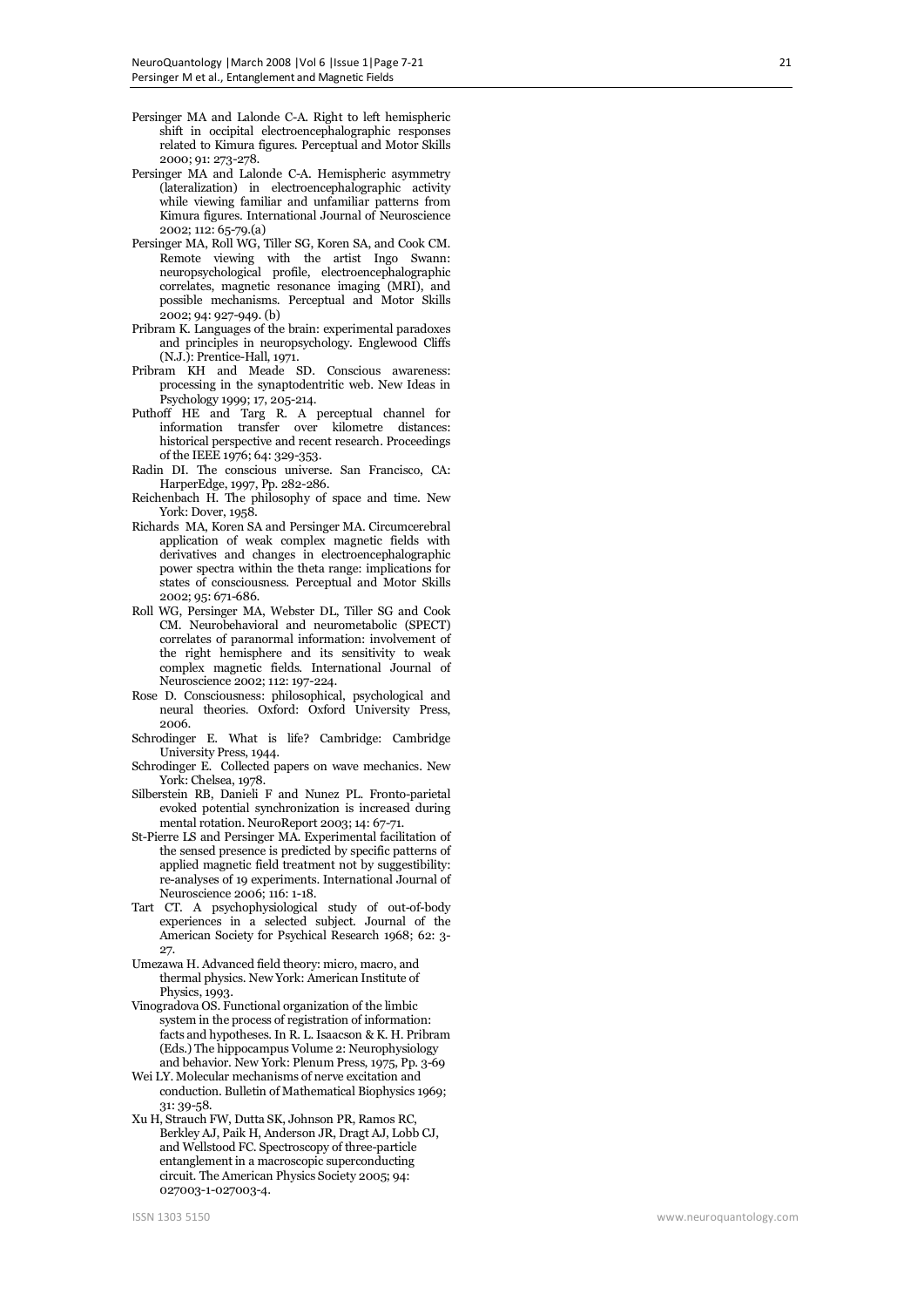Persinger MA and Lalonde C-A. Right to left hemispheric shift in occipital electroencephalographic responses related to Kimura figures. Perceptual and Motor Skills 2000; 91: 273-278.

Persinger MA and Lalonde C-A. Hemispheric asymmetry (lateralization) in electroencephalographic activity while viewing familiar and unfamiliar patterns from Kimura figures. International Journal of Neuroscience 2002; 112: 65-79.(a)

Persinger MA, Roll WG, Tiller SG, Koren SA, and Cook CM. Remote viewing with the artist Ingo Swann: neuropsychological profile, electroencephalographic correlates, magnetic resonance imaging (MRI), and possible mechanisms. Perceptual and Motor Skills 2002; 94: 927-949. (b)

Pribram K. Languages of the brain: experimental paradoxes and principles in neuropsychology. Englewood Cliffs (N.J.): Prentice-Hall, 1971.

Pribram KH and Meade SD. Conscious awareness: processing in the synaptodentritic web. New Ideas in Psychology 1999; 17, 205-214.

Puthoff HE and Targ R. A perceptual channel for information transfer over kilometre distances: historical perspective and recent research. Proceedings of the IEEE 1976; 64: 329-353.

Radin DI. The conscious universe. San Francisco, CA: HarperEdge, 1997, Pp. 282-286.

Reichenbach H. The philosophy of space and time. New York: Dover, 1958.

Richards MA, Koren SA and Persinger MA. Circumcerebral application of weak complex magnetic fields with derivatives and changes in electroencephalographic power spectra within the theta range: implications for states of consciousness. Perceptual and Motor Skills 2002; 95: 671-686.

Roll WG, Persinger MA, Webster DL, Tiller SG and Cook CM. Neurobehavioral and neurometabolic (SPECT) correlates of paranormal information: involvement of the right hemisphere and its sensitivity to weak complex magnetic fields. International Journal of Neuroscience 2002; 112: 197-224.

Rose D. Consciousness: philosophical, psychological and neural theories. Oxford: Oxford University Press, 2006.

Schrodinger E. What is life? Cambridge: Cambridge University Press, 1944.

Schrodinger E. Collected papers on wave mechanics. New York: Chelsea, 1978.

Silberstein RB, Danieli F and Nunez PL. Fronto-parietal evoked potential synchronization is increased during mental rotation. NeuroReport 2003; 14: 67-71.

St-Pierre LS and Persinger MA. Experimental facilitation of the sensed presence is predicted by specific patterns of applied magnetic field treatment not by suggestibility: re-analyses of 19 experiments. International Journal of Neuroscience 2006; 116: 1-18.

Tart CT. A psychophysiological study of out-of-body experiences in a selected subject. Journal of the American Society for Psychical Research 1968; 62: 3-27.

Umezawa H. Advanced field theory: micro, macro, and thermal physics. New York: American Institute of Physics, 1993.

Vinogradova OS. Functional organization of the limbic system in the process of registration of information: facts and hypotheses. In R. L. Isaacson & K. H. Pribram (Eds.) The hippocampus Volume 2: Neurophysiology and behavior. New York: Plenum Press, 1975, Pp. 3-69

Wei LY. Molecular mechanisms of nerve excitation and conduction. Bulletin of Mathematical Biophysics 1969; 31: 39-58.

Xu H, Strauch FW, Dutta SK, Johnson PR, Ramos RC, Berkley AJ, Paik H, Anderson JR, Dragt AJ, Lobb CJ, and Wellstood FC. Spectroscopy of three-particle entanglement in a macroscopic superconducting circuit. The American Physics Society 2005; 94: 027003-1-027003-4.